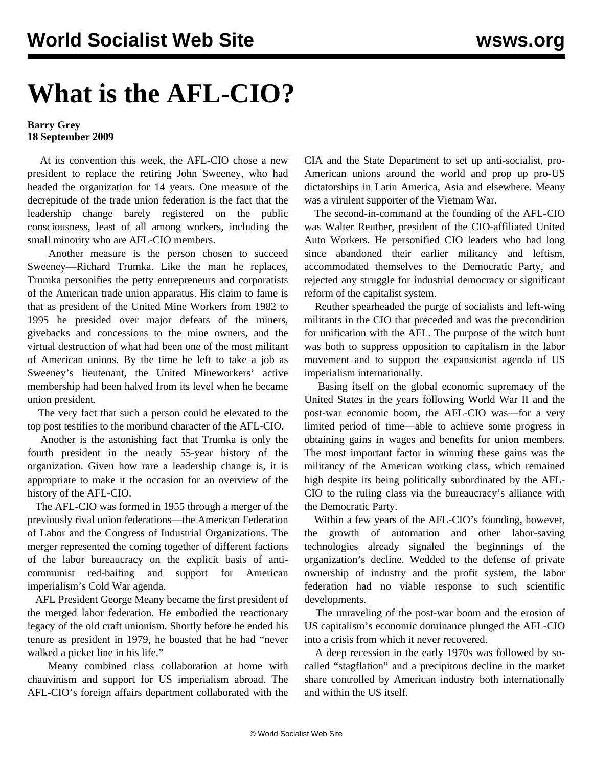# What is the AFL-CIO?

**Barry Grey**
**18 September 2009**

At its convention this week, the AFL-CIO chose a new president to replace the retiring John Sweeney, who had headed the organization for 14 years. One measure of the decrepitude of the trade union federation is the fact that the leadership change barely registered on the public consciousness, least of all among workers, including the small minority who are AFL-CIO members.

Another measure is the person chosen to succeed Sweeney—Richard Trumka. Like the man he replaces, Trumka personifies the petty entrepreneurs and corporatists of the American trade union apparatus. His claim to fame is that as president of the United Mine Workers from 1982 to 1995 he presided over major defeats of the miners, givebacks and concessions to the mine owners, and the virtual destruction of what had been one of the most militant of American unions. By the time he left to take a job as Sweeney's lieutenant, the United Mineworkers' active membership had been halved from its level when he became union president.

The very fact that such a person could be elevated to the top post testifies to the moribund character of the AFL-CIO.

Another is the astonishing fact that Trumka is only the fourth president in the nearly 55-year history of the organization. Given how rare a leadership change is, it is appropriate to make it the occasion for an overview of the history of the AFL-CIO.

The AFL-CIO was formed in 1955 through a merger of the previously rival union federations—the American Federation of Labor and the Congress of Industrial Organizations. The merger represented the coming together of different factions of the labor bureaucracy on the explicit basis of anti-communist red-baiting and support for American imperialism's Cold War agenda.

AFL President George Meany became the first president of the merged labor federation. He embodied the reactionary legacy of the old craft unionism. Shortly before he ended his tenure as president in 1979, he boasted that he had "never walked a picket line in his life."

Meany combined class collaboration at home with chauvinism and support for US imperialism abroad. The AFL-CIO's foreign affairs department collaborated with the CIA and the State Department to set up anti-socialist, pro-American unions around the world and prop up pro-US dictatorships in Latin America, Asia and elsewhere. Meany was a virulent supporter of the Vietnam War.

The second-in-command at the founding of the AFL-CIO was Walter Reuther, president of the CIO-affiliated United Auto Workers. He personified CIO leaders who had long since abandoned their earlier militancy and leftism, accommodated themselves to the Democratic Party, and rejected any struggle for industrial democracy or significant reform of the capitalist system.

Reuther spearheaded the purge of socialists and left-wing militants in the CIO that preceded and was the precondition for unification with the AFL. The purpose of the witch hunt was both to suppress opposition to capitalism in the labor movement and to support the expansionist agenda of US imperialism internationally.

Basing itself on the global economic supremacy of the United States in the years following World War II and the post-war economic boom, the AFL-CIO was—for a very limited period of time—able to achieve some progress in obtaining gains in wages and benefits for union members. The most important factor in winning these gains was the militancy of the American working class, which remained high despite its being politically subordinated by the AFL-CIO to the ruling class via the bureaucracy's alliance with the Democratic Party.

Within a few years of the AFL-CIO's founding, however, the growth of automation and other labor-saving technologies already signaled the beginnings of the organization's decline. Wedded to the defense of private ownership of industry and the profit system, the labor federation had no viable response to such scientific developments.

The unraveling of the post-war boom and the erosion of US capitalism's economic dominance plunged the AFL-CIO into a crisis from which it never recovered.

A deep recession in the early 1970s was followed by so-called "stagflation" and a precipitous decline in the market share controlled by American industry both internationally and within the US itself.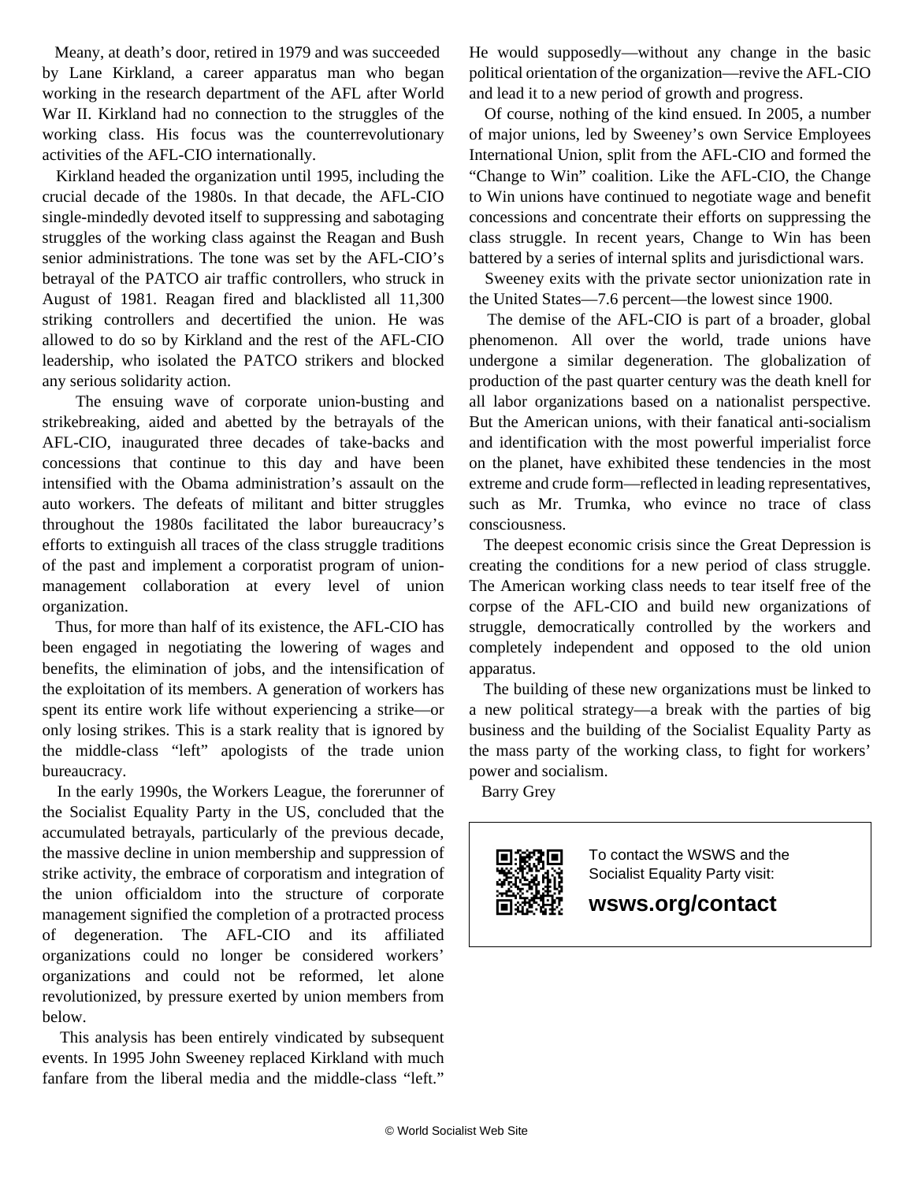Meany, at death's door, retired in 1979 and was succeeded by Lane Kirkland, a career apparatus man who began working in the research department of the AFL after World War II. Kirkland had no connection to the struggles of the working class. His focus was the counterrevolutionary activities of the AFL-CIO internationally.

Kirkland headed the organization until 1995, including the crucial decade of the 1980s. In that decade, the AFL-CIO single-mindedly devoted itself to suppressing and sabotaging struggles of the working class against the Reagan and Bush senior administrations. The tone was set by the AFL-CIO's betrayal of the PATCO air traffic controllers, who struck in August of 1981. Reagan fired and blacklisted all 11,300 striking controllers and decertified the union. He was allowed to do so by Kirkland and the rest of the AFL-CIO leadership, who isolated the PATCO strikers and blocked any serious solidarity action.

The ensuing wave of corporate union-busting and strikebreaking, aided and abetted by the betrayals of the AFL-CIO, inaugurated three decades of take-backs and concessions that continue to this day and have been intensified with the Obama administration's assault on the auto workers. The defeats of militant and bitter struggles throughout the 1980s facilitated the labor bureaucracy's efforts to extinguish all traces of the class struggle traditions of the past and implement a corporatist program of union-management collaboration at every level of union organization.

Thus, for more than half of its existence, the AFL-CIO has been engaged in negotiating the lowering of wages and benefits, the elimination of jobs, and the intensification of the exploitation of its members. A generation of workers has spent its entire work life without experiencing a strike—or only losing strikes. This is a stark reality that is ignored by the middle-class "left" apologists of the trade union bureaucracy.

In the early 1990s, the Workers League, the forerunner of the Socialist Equality Party in the US, concluded that the accumulated betrayals, particularly of the previous decade, the massive decline in union membership and suppression of strike activity, the embrace of corporatism and integration of the union officialdom into the structure of corporate management signified the completion of a protracted process of degeneration. The AFL-CIO and its affiliated organizations could no longer be considered workers' organizations and could not be reformed, let alone revolutionized, by pressure exerted by union members from below.

This analysis has been entirely vindicated by subsequent events. In 1995 John Sweeney replaced Kirkland with much fanfare from the liberal media and the middle-class "left." He would supposedly—without any change in the basic political orientation of the organization—revive the AFL-CIO and lead it to a new period of growth and progress.

Of course, nothing of the kind ensued. In 2005, a number of major unions, led by Sweeney's own Service Employees International Union, split from the AFL-CIO and formed the "Change to Win" coalition. Like the AFL-CIO, the Change to Win unions have continued to negotiate wage and benefit concessions and concentrate their efforts on suppressing the class struggle. In recent years, Change to Win has been battered by a series of internal splits and jurisdictional wars.

Sweeney exits with the private sector unionization rate in the United States—7.6 percent—the lowest since 1900.

The demise of the AFL-CIO is part of a broader, global phenomenon. All over the world, trade unions have undergone a similar degeneration. The globalization of production of the past quarter century was the death knell for all labor organizations based on a nationalist perspective. But the American unions, with their fanatical anti-socialism and identification with the most powerful imperialist force on the planet, have exhibited these tendencies in the most extreme and crude form—reflected in leading representatives, such as Mr. Trumka, who evince no trace of class consciousness.

The deepest economic crisis since the Great Depression is creating the conditions for a new period of class struggle. The American working class needs to tear itself free of the corpse of the AFL-CIO and build new organizations of struggle, democratically controlled by the workers and completely independent and opposed to the old union apparatus.

The building of these new organizations must be linked to a new political strategy—a break with the parties of big business and the building of the Socialist Equality Party as the mass party of the working class, to fight for workers' power and socialism.

Barry Grey

To contact the WSWS and the Socialist Equality Party visit:

**wsws.org/contact**